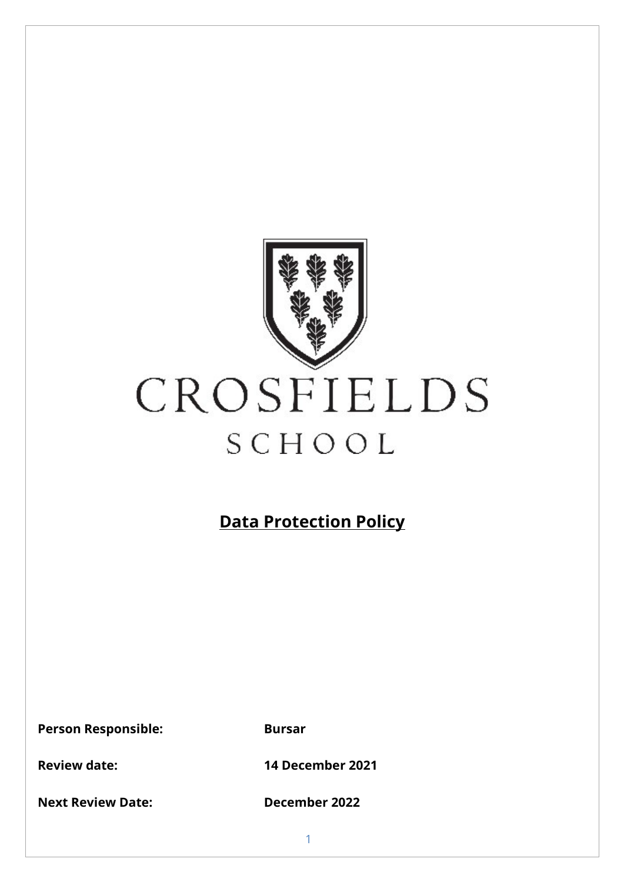CROSFIELDS

SCHOOL

# Data Protection Policy

**Person Responsible:** **Bursar**

**Review date:** **14 December 2021**

**Next Review Date:** **December 2022**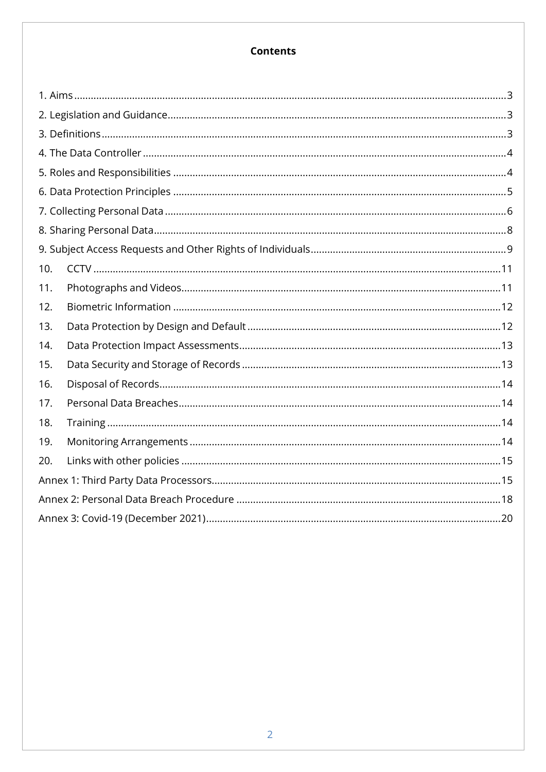**Contents**

1. Aims ... 3
2. Legislation and Guidance ... 3
3. Definitions ... 3
4. The Data Controller ... 4
5. Roles and Responsibilities ... 4
6. Data Protection Principles ... 5
7. Collecting Personal Data ... 6
8. Sharing Personal Data ... 8
9. Subject Access Requests and Other Rights of Individuals ... 9
10. CCTV ... 11
11. Photographs and Videos ... 11
12. Biometric Information ... 12
13. Data Protection by Design and Default ... 12
14. Data Protection Impact Assessments ... 13
15. Data Security and Storage of Records ... 13
16. Disposal of Records ... 14
17. Personal Data Breaches ... 14
18. Training ... 14
19. Monitoring Arrangements ... 14
20. Links with other policies ... 15

Annex 1: Third Party Data Processors ... 15

Annex 2: Personal Data Breach Procedure ... 18

Annex 3: Covid-19 (December 2021) ... 20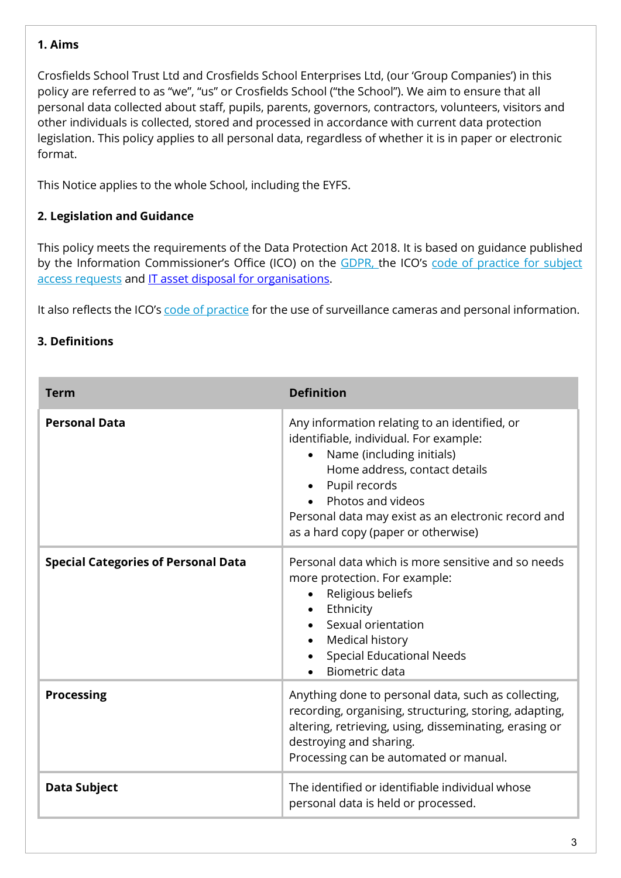## 1. Aims

Crosfields School Trust Ltd and Crosfields School Enterprises Ltd, (our 'Group Companies') in this policy are referred to as "we", "us" or Crosfields School ("the School"). We aim to ensure that all personal data collected about staff, pupils, parents, governors, contractors, volunteers, visitors and other individuals is collected, stored and processed in accordance with current data protection legislation. This policy applies to all personal data, regardless of whether it is in paper or electronic format.

This Notice applies to the whole School, including the EYFS.

## 2. Legislation and Guidance

This policy meets the requirements of the Data Protection Act 2018. It is based on guidance published by the Information Commissioner's Office (ICO) on the GDPR, the ICO's code of practice for subject access requests and IT asset disposal for organisations.

It also reflects the ICO's code of practice for the use of surveillance cameras and personal information.

## 3. Definitions

| Term | Definition |
|---|---|
| **Personal Data** | Any information relating to an identified, or identifiable, individual. For example:<br>• Name (including initials)<br>Home address, contact details<br>• Pupil records<br>• Photos and videos<br>Personal data may exist as an electronic record and as a hard copy (paper or otherwise) |
| **Special Categories of Personal Data** | Personal data which is more sensitive and so needs more protection. For example:<br>• Religious beliefs<br>• Ethnicity<br>• Sexual orientation<br>• Medical history<br>• Special Educational Needs<br>• Biometric data |
| **Processing** | Anything done to personal data, such as collecting, recording, organising, structuring, storing, adapting, altering, retrieving, using, disseminating, erasing or destroying and sharing.<br>Processing can be automated or manual. |
| **Data Subject** | The identified or identifiable individual whose personal data is held or processed. |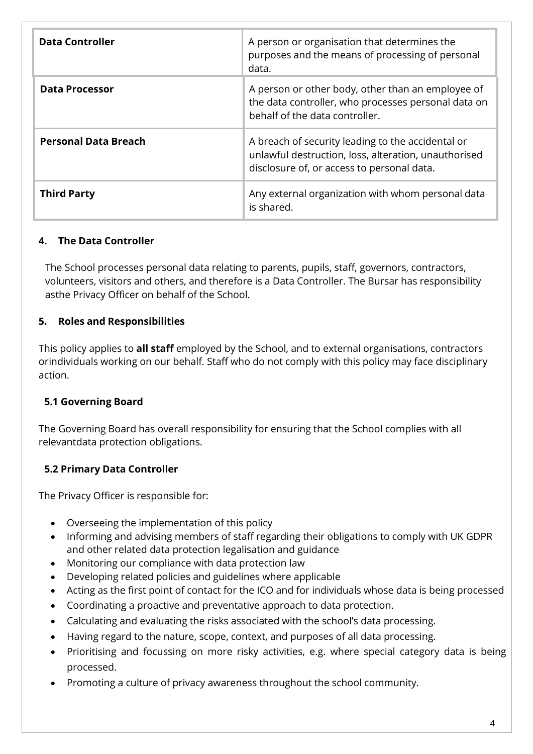| Data Controller | A person or organisation that determines the purposes and the means of processing of personal data. |
|---|---|
| **Data Processor** | A person or other body, other than an employee of the data controller, who processes personal data on behalf of the data controller. |
| **Personal Data Breach** | A breach of security leading to the accidental or unlawful destruction, loss, alteration, unauthorised disclosure of, or access to personal data. |
| **Third Party** | Any external organization with whom personal data is shared. |

## 4. The Data Controller

The School processes personal data relating to parents, pupils, staff, governors, contractors, volunteers, visitors and others, and therefore is a Data Controller. The Bursar has responsibility asthe Privacy Officer on behalf of the School.

## 5. Roles and Responsibilities

This policy applies to **all staff** employed by the School, and to external organisations, contractors orindividuals working on our behalf. Staff who do not comply with this policy may face disciplinary action.

### 5.1 Governing Board

The Governing Board has overall responsibility for ensuring that the School complies with all relevantdata protection obligations.

### 5.2 Primary Data Controller

The Privacy Officer is responsible for:

- Overseeing the implementation of this policy
- Informing and advising members of staff regarding their obligations to comply with UK GDPR and other related data protection legalisation and guidance
- Monitoring our compliance with data protection law
- Developing related policies and guidelines where applicable
- Acting as the first point of contact for the ICO and for individuals whose data is being processed
- Coordinating a proactive and preventative approach to data protection.
- Calculating and evaluating the risks associated with the school's data processing.
- Having regard to the nature, scope, context, and purposes of all data processing.
- Prioritising and focussing on more risky activities, e.g. where special category data is being processed.
- Promoting a culture of privacy awareness throughout the school community.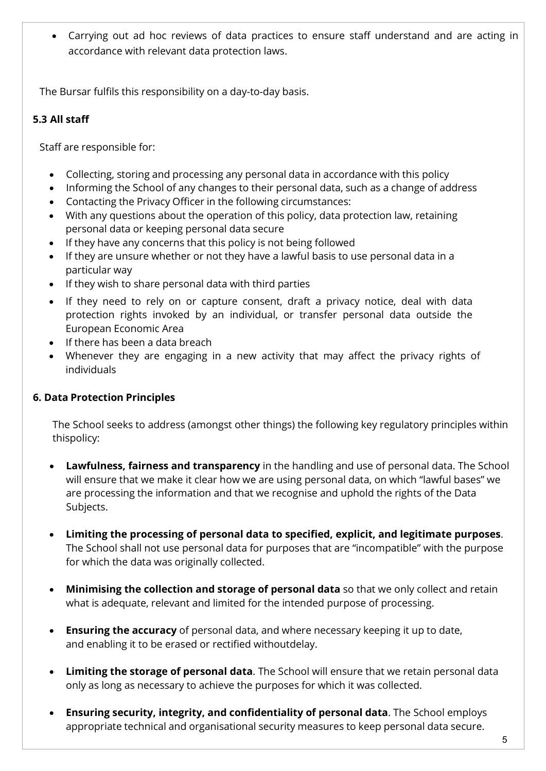- Carrying out ad hoc reviews of data practices to ensure staff understand and are acting in accordance with relevant data protection laws.

The Bursar fulfils this responsibility on a day-to-day basis.

### 5.3 All staff

Staff are responsible for:

- Collecting, storing and processing any personal data in accordance with this policy
- Informing the School of any changes to their personal data, such as a change of address
- Contacting the Privacy Officer in the following circumstances:
- With any questions about the operation of this policy, data protection law, retaining personal data or keeping personal data secure
- If they have any concerns that this policy is not being followed
- If they are unsure whether or not they have a lawful basis to use personal data in a particular way
- If they wish to share personal data with third parties
- If they need to rely on or capture consent, draft a privacy notice, deal with data protection rights invoked by an individual, or transfer personal data outside the European Economic Area
- If there has been a data breach
- Whenever they are engaging in a new activity that may affect the privacy rights of individuals

## 6. Data Protection Principles

The School seeks to address (amongst other things) the following key regulatory principles within thispolicy:

- **Lawfulness, fairness and transparency** in the handling and use of personal data. The School will ensure that we make it clear how we are using personal data, on which "lawful bases" we are processing the information and that we recognise and uphold the rights of the Data Subjects.

- **Limiting the processing of personal data to specified, explicit, and legitimate purposes**. The School shall not use personal data for purposes that are "incompatible" with the purpose for which the data was originally collected.

- **Minimising the collection and storage of personal data** so that we only collect and retain what is adequate, relevant and limited for the intended purpose of processing.

- **Ensuring the accuracy** of personal data, and where necessary keeping it up to date, and enabling it to be erased or rectified withoutdelay.

- **Limiting the storage of personal data**. The School will ensure that we retain personal data only as long as necessary to achieve the purposes for which it was collected.

- **Ensuring security, integrity, and confidentiality of personal data**. The School employs appropriate technical and organisational security measures to keep personal data secure.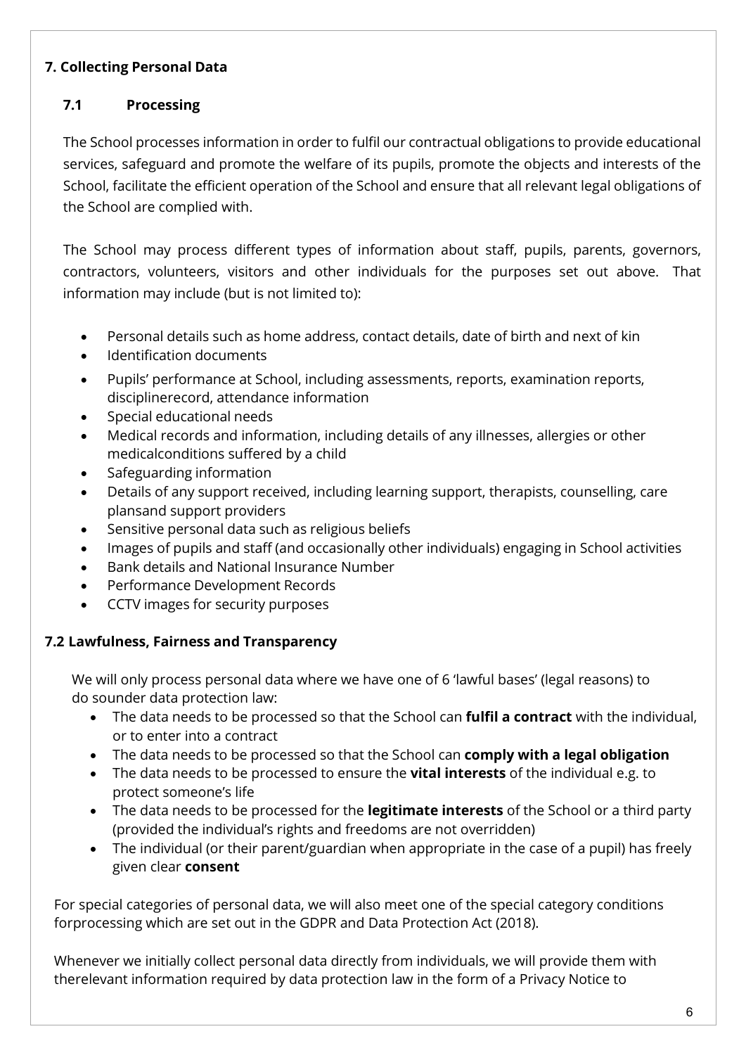## 7. Collecting Personal Data

### 7.1 Processing

The School processes information in order to fulfil our contractual obligations to provide educational services, safeguard and promote the welfare of its pupils, promote the objects and interests of the School, facilitate the efficient operation of the School and ensure that all relevant legal obligations of the School are complied with.

The School may process different types of information about staff, pupils, parents, governors, contractors, volunteers, visitors and other individuals for the purposes set out above. That information may include (but is not limited to):

- Personal details such as home address, contact details, date of birth and next of kin
- Identification documents
- Pupils' performance at School, including assessments, reports, examination reports, disciplinerecord, attendance information
- Special educational needs
- Medical records and information, including details of any illnesses, allergies or other medicalconditions suffered by a child
- Safeguarding information
- Details of any support received, including learning support, therapists, counselling, care plansand support providers
- Sensitive personal data such as religious beliefs
- Images of pupils and staff (and occasionally other individuals) engaging in School activities
- Bank details and National Insurance Number
- Performance Development Records
- CCTV images for security purposes

### 7.2 Lawfulness, Fairness and Transparency

We will only process personal data where we have one of 6 'lawful bases' (legal reasons) to do sounder data protection law:

- The data needs to be processed so that the School can **fulfil a contract** with the individual, or to enter into a contract
- The data needs to be processed so that the School can **comply with a legal obligation**
- The data needs to be processed to ensure the **vital interests** of the individual e.g. to protect someone's life
- The data needs to be processed for the **legitimate interests** of the School or a third party (provided the individual's rights and freedoms are not overridden)
- The individual (or their parent/guardian when appropriate in the case of a pupil) has freely given clear **consent**

For special categories of personal data, we will also meet one of the special category conditions forprocessing which are set out in the GDPR and Data Protection Act (2018).

Whenever we initially collect personal data directly from individuals, we will provide them with therelevant information required by data protection law in the form of a Privacy Notice to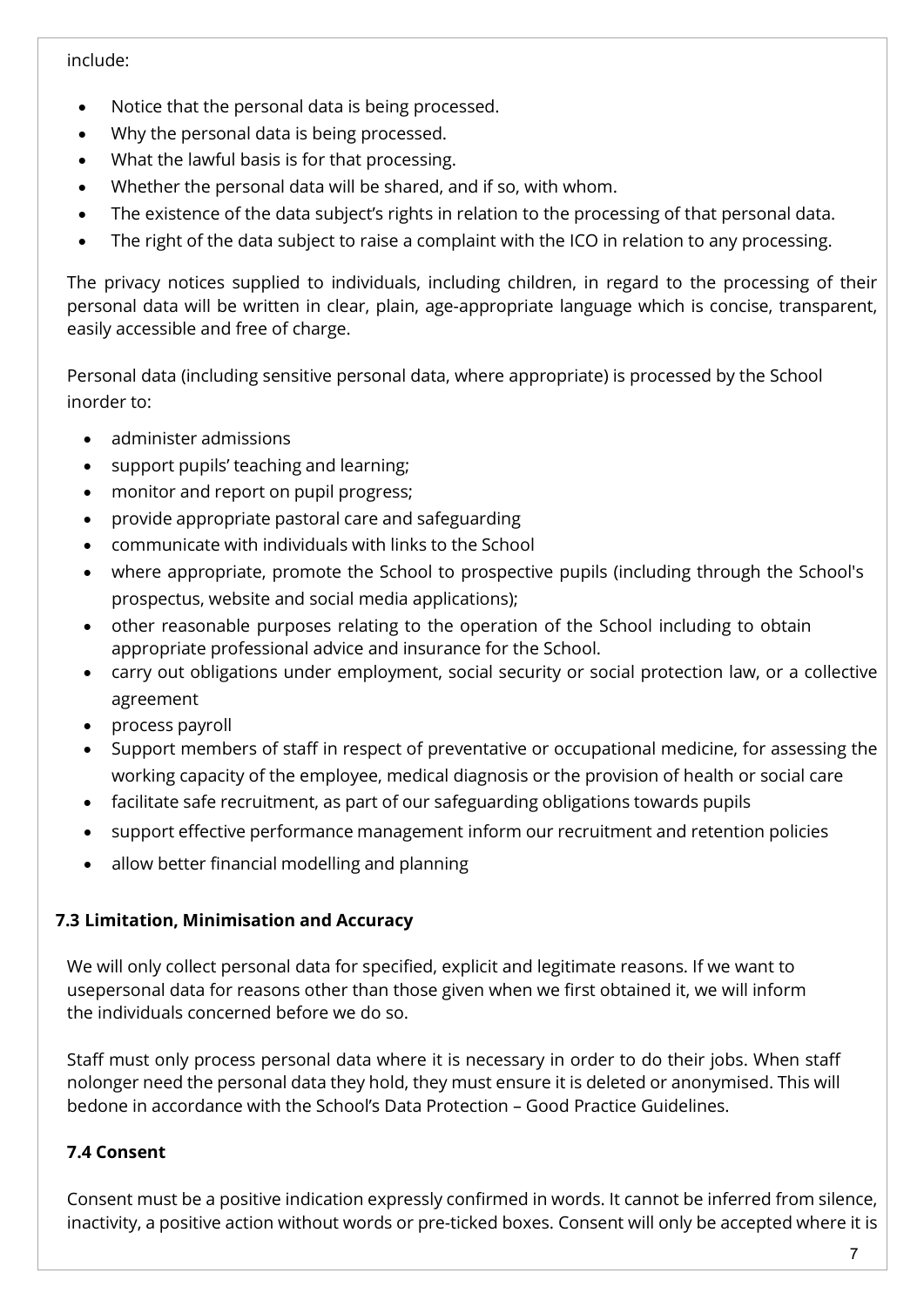include:

- Notice that the personal data is being processed.
- Why the personal data is being processed.
- What the lawful basis is for that processing.
- Whether the personal data will be shared, and if so, with whom.
- The existence of the data subject's rights in relation to the processing of that personal data.
- The right of the data subject to raise a complaint with the ICO in relation to any processing.

The privacy notices supplied to individuals, including children, in regard to the processing of their personal data will be written in clear, plain, age-appropriate language which is concise, transparent, easily accessible and free of charge.

Personal data (including sensitive personal data, where appropriate) is processed by the School inorder to:

- administer admissions
- support pupils' teaching and learning;
- monitor and report on pupil progress;
- provide appropriate pastoral care and safeguarding
- communicate with individuals with links to the School
- where appropriate, promote the School to prospective pupils (including through the School's prospectus, website and social media applications);
- other reasonable purposes relating to the operation of the School including to obtain appropriate professional advice and insurance for the School.
- carry out obligations under employment, social security or social protection law, or a collective agreement
- process payroll
- Support members of staff in respect of preventative or occupational medicine, for assessing the working capacity of the employee, medical diagnosis or the provision of health or social care
- facilitate safe recruitment, as part of our safeguarding obligations towards pupils
- support effective performance management inform our recruitment and retention policies
- allow better financial modelling and planning

### 7.3 Limitation, Minimisation and Accuracy

We will only collect personal data for specified, explicit and legitimate reasons. If we want to usepersonal data for reasons other than those given when we first obtained it, we will inform the individuals concerned before we do so.

Staff must only process personal data where it is necessary in order to do their jobs. When staff nolonger need the personal data they hold, they must ensure it is deleted or anonymised. This will bedone in accordance with the School's Data Protection – Good Practice Guidelines.

### 7.4 Consent

Consent must be a positive indication expressly confirmed in words. It cannot be inferred from silence, inactivity, a positive action without words or pre-ticked boxes. Consent will only be accepted where it is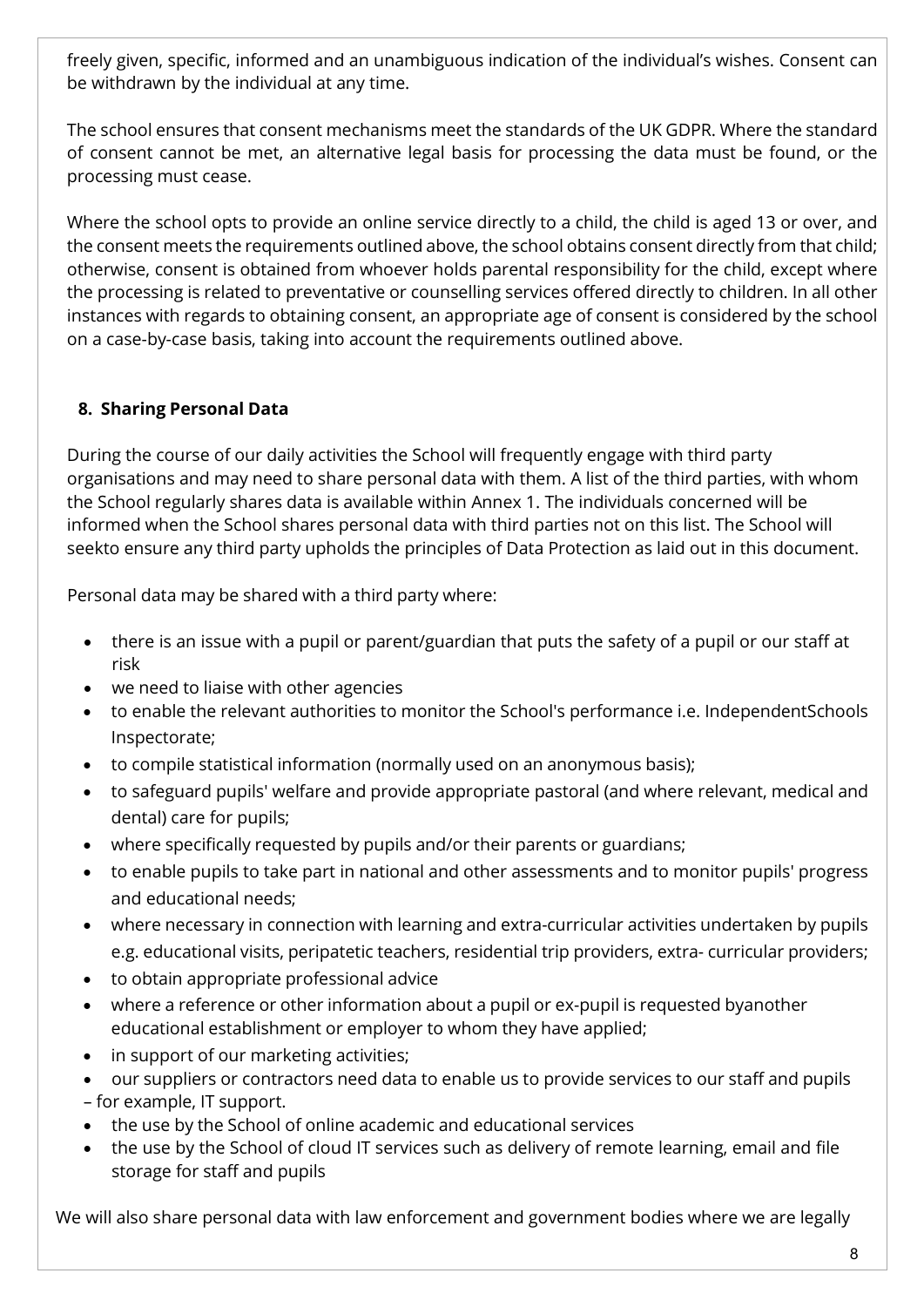freely given, specific, informed and an unambiguous indication of the individual's wishes. Consent can be withdrawn by the individual at any time.

The school ensures that consent mechanisms meet the standards of the UK GDPR. Where the standard of consent cannot be met, an alternative legal basis for processing the data must be found, or the processing must cease.

Where the school opts to provide an online service directly to a child, the child is aged 13 or over, and the consent meets the requirements outlined above, the school obtains consent directly from that child; otherwise, consent is obtained from whoever holds parental responsibility for the child, except where the processing is related to preventative or counselling services offered directly to children. In all other instances with regards to obtaining consent, an appropriate age of consent is considered by the school on a case-by-case basis, taking into account the requirements outlined above.

## 8. Sharing Personal Data

During the course of our daily activities the School will frequently engage with third party organisations and may need to share personal data with them. A list of the third parties, with whom the School regularly shares data is available within Annex 1. The individuals concerned will be informed when the School shares personal data with third parties not on this list. The School will seekto ensure any third party upholds the principles of Data Protection as laid out in this document.

Personal data may be shared with a third party where:

- there is an issue with a pupil or parent/guardian that puts the safety of a pupil or our staff at risk
- we need to liaise with other agencies
- to enable the relevant authorities to monitor the School's performance i.e. IndependentSchools Inspectorate;
- to compile statistical information (normally used on an anonymous basis);
- to safeguard pupils' welfare and provide appropriate pastoral (and where relevant, medical and dental) care for pupils;
- where specifically requested by pupils and/or their parents or guardians;
- to enable pupils to take part in national and other assessments and to monitor pupils' progress and educational needs;
- where necessary in connection with learning and extra-curricular activities undertaken by pupils e.g. educational visits, peripatetic teachers, residential trip providers, extra- curricular providers;
- to obtain appropriate professional advice
- where a reference or other information about a pupil or ex-pupil is requested byanother educational establishment or employer to whom they have applied;
- in support of our marketing activities;
- our suppliers or contractors need data to enable us to provide services to our staff and pupils – for example, IT support.
- the use by the School of online academic and educational services
- the use by the School of cloud IT services such as delivery of remote learning, email and file storage for staff and pupils

We will also share personal data with law enforcement and government bodies where we are legally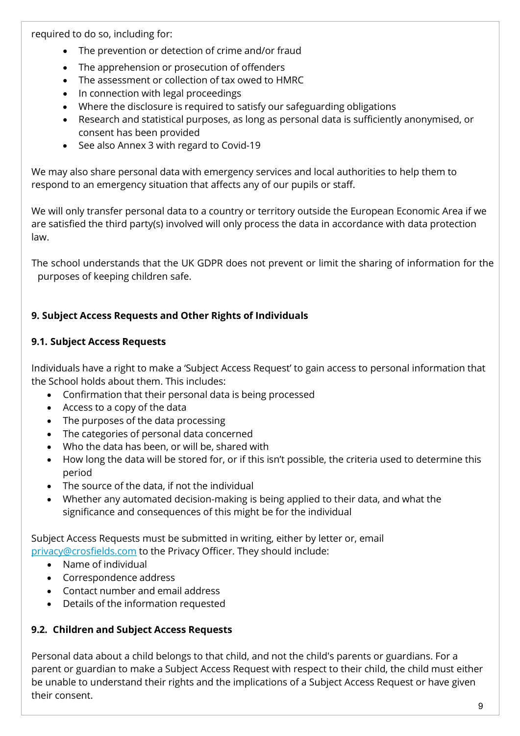required to do so, including for:

- The prevention or detection of crime and/or fraud
- The apprehension or prosecution of offenders
- The assessment or collection of tax owed to HMRC
- In connection with legal proceedings
- Where the disclosure is required to satisfy our safeguarding obligations
- Research and statistical purposes, as long as personal data is sufficiently anonymised, or consent has been provided
- See also Annex 3 with regard to Covid-19

We may also share personal data with emergency services and local authorities to help them to respond to an emergency situation that affects any of our pupils or staff.

We will only transfer personal data to a country or territory outside the European Economic Area if we are satisfied the third party(s) involved will only process the data in accordance with data protection law.

The school understands that the UK GDPR does not prevent or limit the sharing of information for the purposes of keeping children safe.

## 9. Subject Access Requests and Other Rights of Individuals

### 9.1. Subject Access Requests

Individuals have a right to make a 'Subject Access Request' to gain access to personal information that the School holds about them. This includes:

- Confirmation that their personal data is being processed
- Access to a copy of the data
- The purposes of the data processing
- The categories of personal data concerned
- Who the data has been, or will be, shared with
- How long the data will be stored for, or if this isn't possible, the criteria used to determine this period
- The source of the data, if not the individual
- Whether any automated decision-making is being applied to their data, and what the significance and consequences of this might be for the individual

Subject Access Requests must be submitted in writing, either by letter or, email [privacy@crosfields.com](mailto:privacy@crosfields.com) to the Privacy Officer. They should include:

- Name of individual
- Correspondence address
- Contact number and email address
- Details of the information requested

### 9.2. Children and Subject Access Requests

Personal data about a child belongs to that child, and not the child's parents or guardians. For a parent or guardian to make a Subject Access Request with respect to their child, the child must either be unable to understand their rights and the implications of a Subject Access Request or have given their consent.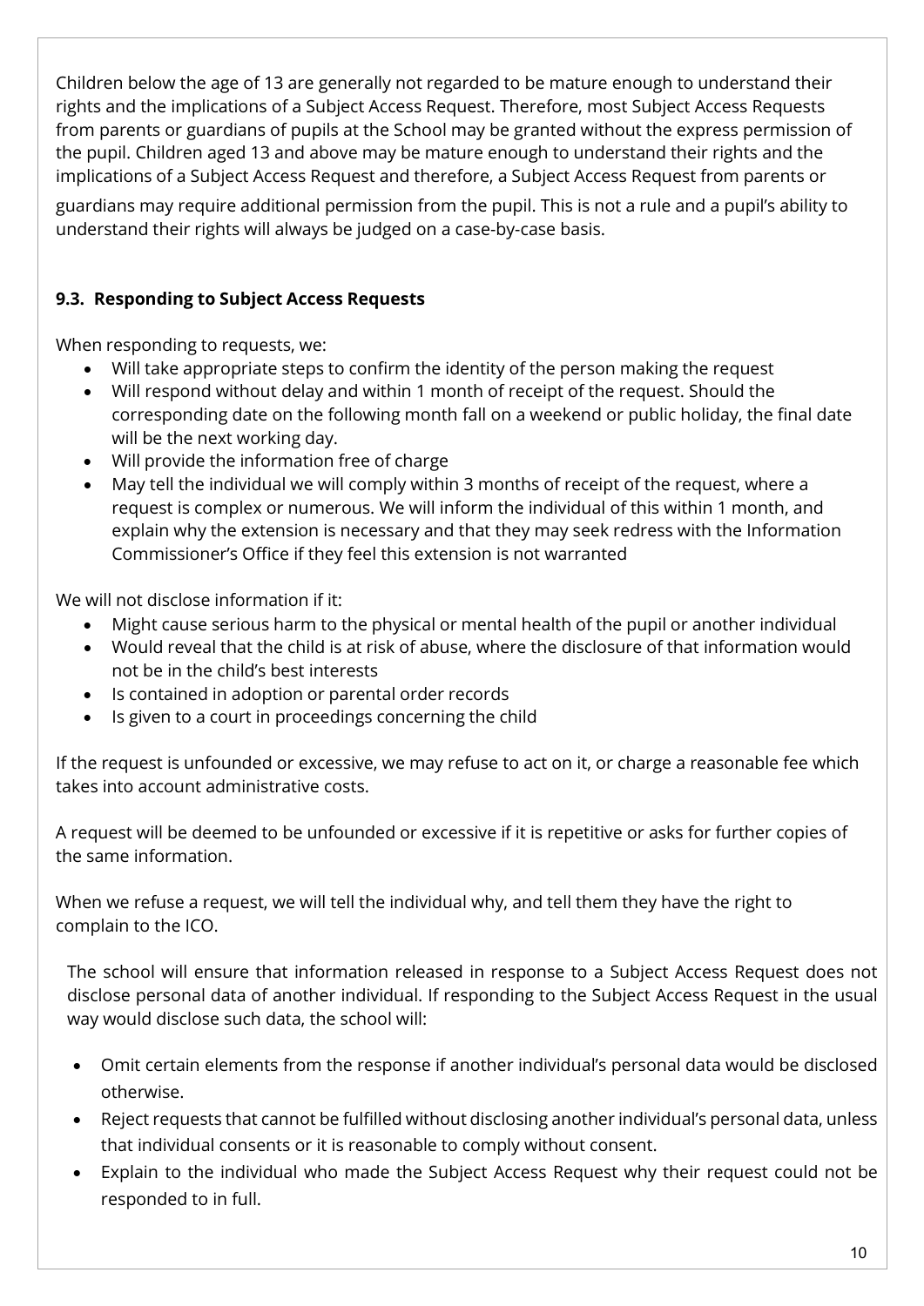Children below the age of 13 are generally not regarded to be mature enough to understand their rights and the implications of a Subject Access Request. Therefore, most Subject Access Requests from parents or guardians of pupils at the School may be granted without the express permission of the pupil. Children aged 13 and above may be mature enough to understand their rights and the implications of a Subject Access Request and therefore, a Subject Access Request from parents or guardians may require additional permission from the pupil. This is not a rule and a pupil's ability to understand their rights will always be judged on a case-by-case basis.

### 9.3. Responding to Subject Access Requests

When responding to requests, we:

- Will take appropriate steps to confirm the identity of the person making the request
- Will respond without delay and within 1 month of receipt of the request. Should the corresponding date on the following month fall on a weekend or public holiday, the final date will be the next working day.
- Will provide the information free of charge
- May tell the individual we will comply within 3 months of receipt of the request, where a request is complex or numerous. We will inform the individual of this within 1 month, and explain why the extension is necessary and that they may seek redress with the Information Commissioner's Office if they feel this extension is not warranted

We will not disclose information if it:

- Might cause serious harm to the physical or mental health of the pupil or another individual
- Would reveal that the child is at risk of abuse, where the disclosure of that information would not be in the child's best interests
- Is contained in adoption or parental order records
- Is given to a court in proceedings concerning the child

If the request is unfounded or excessive, we may refuse to act on it, or charge a reasonable fee which takes into account administrative costs.

A request will be deemed to be unfounded or excessive if it is repetitive or asks for further copies of the same information.

When we refuse a request, we will tell the individual why, and tell them they have the right to complain to the ICO.

The school will ensure that information released in response to a Subject Access Request does not disclose personal data of another individual. If responding to the Subject Access Request in the usual way would disclose such data, the school will:

- Omit certain elements from the response if another individual's personal data would be disclosed otherwise.
- Reject requests that cannot be fulfilled without disclosing another individual's personal data, unless that individual consents or it is reasonable to comply without consent.
- Explain to the individual who made the Subject Access Request why their request could not be responded to in full.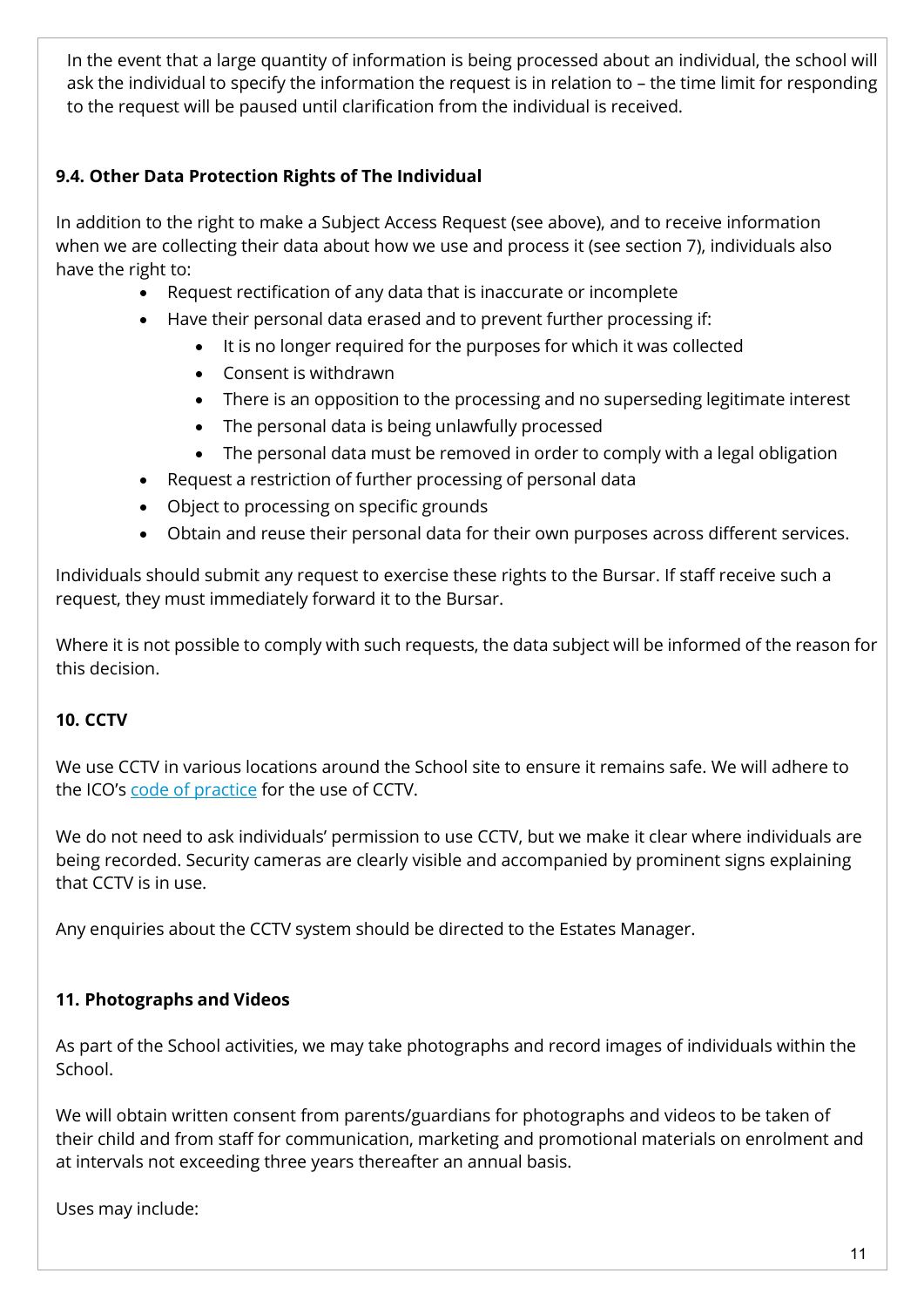In the event that a large quantity of information is being processed about an individual, the school will ask the individual to specify the information the request is in relation to – the time limit for responding to the request will be paused until clarification from the individual is received.

### 9.4. Other Data Protection Rights of The Individual

In addition to the right to make a Subject Access Request (see above), and to receive information when we are collecting their data about how we use and process it (see section 7), individuals also have the right to:

- Request rectification of any data that is inaccurate or incomplete
- Have their personal data erased and to prevent further processing if:
  - It is no longer required for the purposes for which it was collected
  - Consent is withdrawn
  - There is an opposition to the processing and no superseding legitimate interest
  - The personal data is being unlawfully processed
  - The personal data must be removed in order to comply with a legal obligation
- Request a restriction of further processing of personal data
- Object to processing on specific grounds
- Obtain and reuse their personal data for their own purposes across different services.

Individuals should submit any request to exercise these rights to the Bursar. If staff receive such a request, they must immediately forward it to the Bursar.

Where it is not possible to comply with such requests, the data subject will be informed of the reason for this decision.

## 10. CCTV

We use CCTV in various locations around the School site to ensure it remains safe. We will adhere to the ICO's code of practice for the use of CCTV.

We do not need to ask individuals' permission to use CCTV, but we make it clear where individuals are being recorded. Security cameras are clearly visible and accompanied by prominent signs explaining that CCTV is in use.

Any enquiries about the CCTV system should be directed to the Estates Manager.

## 11. Photographs and Videos

As part of the School activities, we may take photographs and record images of individuals within the School.

We will obtain written consent from parents/guardians for photographs and videos to be taken of their child and from staff for communication, marketing and promotional materials on enrolment and at intervals not exceeding three years thereafter an annual basis.

Uses may include: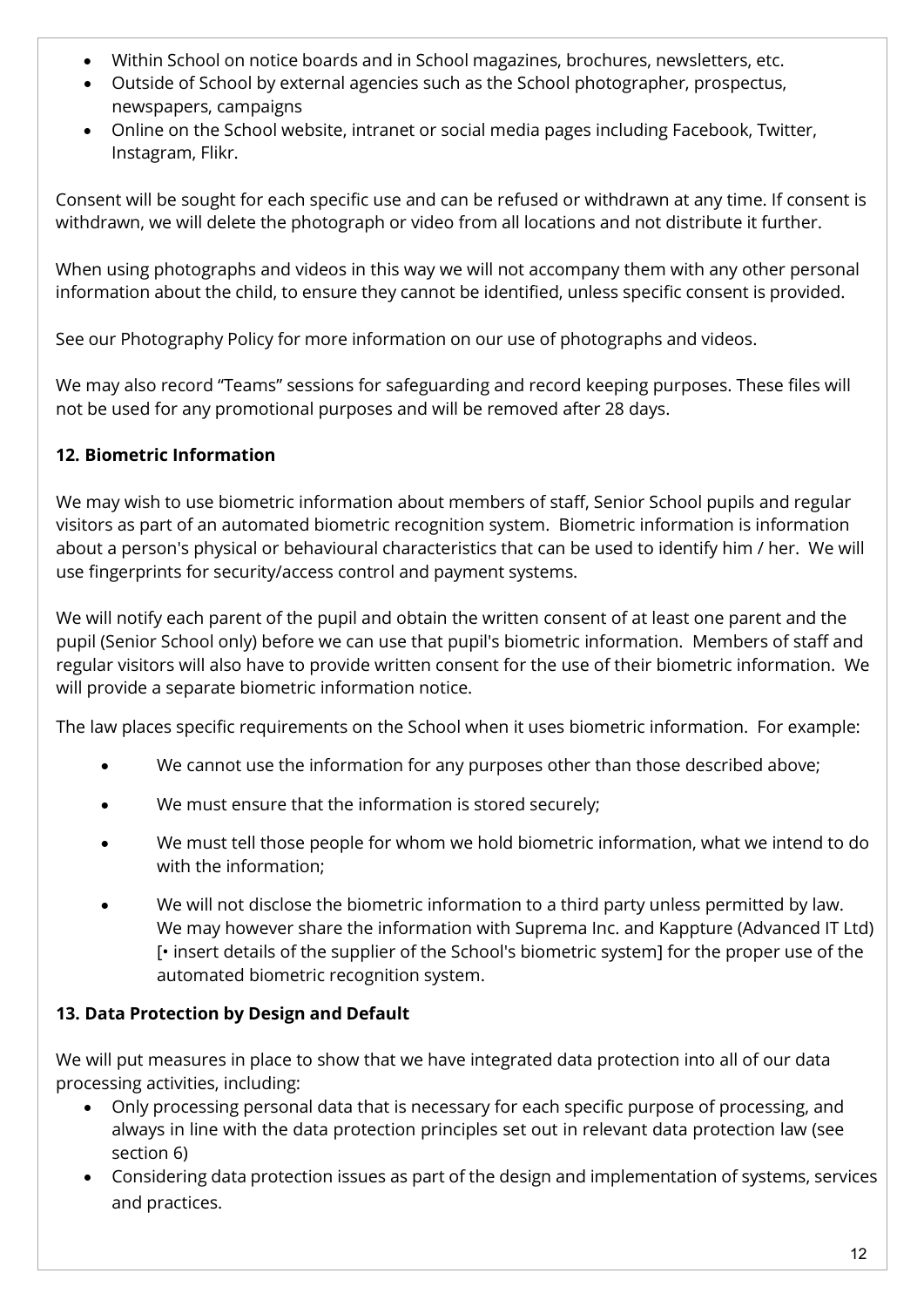- Within School on notice boards and in School magazines, brochures, newsletters, etc.
- Outside of School by external agencies such as the School photographer, prospectus, newspapers, campaigns
- Online on the School website, intranet or social media pages including Facebook, Twitter, Instagram, Flikr.

Consent will be sought for each specific use and can be refused or withdrawn at any time. If consent is withdrawn, we will delete the photograph or video from all locations and not distribute it further.

When using photographs and videos in this way we will not accompany them with any other personal information about the child, to ensure they cannot be identified, unless specific consent is provided.

See our Photography Policy for more information on our use of photographs and videos.

We may also record "Teams" sessions for safeguarding and record keeping purposes. These files will not be used for any promotional purposes and will be removed after 28 days.

**12. Biometric Information**

We may wish to use biometric information about members of staff, Senior School pupils and regular visitors as part of an automated biometric recognition system. Biometric information is information about a person's physical or behavioural characteristics that can be used to identify him / her. We will use fingerprints for security/access control and payment systems.

We will notify each parent of the pupil and obtain the written consent of at least one parent and the pupil (Senior School only) before we can use that pupil's biometric information. Members of staff and regular visitors will also have to provide written consent for the use of their biometric information. We will provide a separate biometric information notice.

The law places specific requirements on the School when it uses biometric information. For example:

- We cannot use the information for any purposes other than those described above;
- We must ensure that the information is stored securely;
- We must tell those people for whom we hold biometric information, what we intend to do with the information;
- We will not disclose the biometric information to a third party unless permitted by law. We may however share the information with Suprema Inc. and Kappture (Advanced IT Ltd) [• insert details of the supplier of the School's biometric system] for the proper use of the automated biometric recognition system.

**13. Data Protection by Design and Default**

We will put measures in place to show that we have integrated data protection into all of our data processing activities, including:

- Only processing personal data that is necessary for each specific purpose of processing, and always in line with the data protection principles set out in relevant data protection law (see section 6)
- Considering data protection issues as part of the design and implementation of systems, services and practices.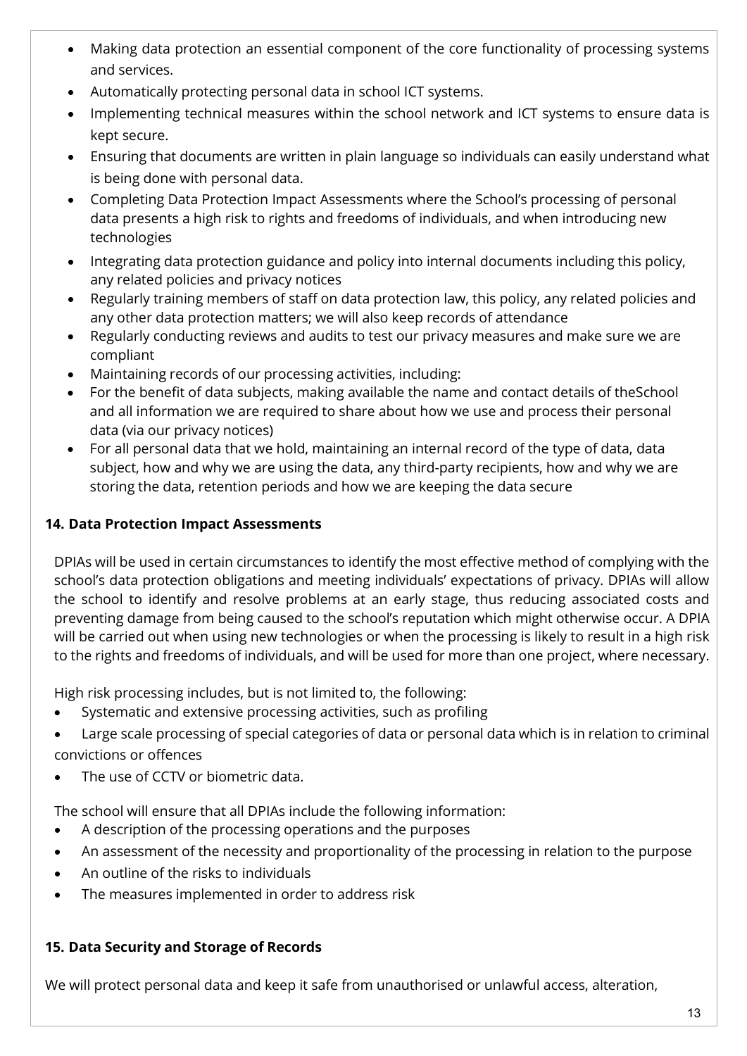- Making data protection an essential component of the core functionality of processing systems and services.
- Automatically protecting personal data in school ICT systems.
- Implementing technical measures within the school network and ICT systems to ensure data is kept secure.
- Ensuring that documents are written in plain language so individuals can easily understand what is being done with personal data.
- Completing Data Protection Impact Assessments where the School's processing of personal data presents a high risk to rights and freedoms of individuals, and when introducing new technologies
- Integrating data protection guidance and policy into internal documents including this policy, any related policies and privacy notices
- Regularly training members of staff on data protection law, this policy, any related policies and any other data protection matters; we will also keep records of attendance
- Regularly conducting reviews and audits to test our privacy measures and make sure we are compliant
- Maintaining records of our processing activities, including:
- For the benefit of data subjects, making available the name and contact details of theSchool and all information we are required to share about how we use and process their personal data (via our privacy notices)
- For all personal data that we hold, maintaining an internal record of the type of data, data subject, how and why we are using the data, any third-party recipients, how and why we are storing the data, retention periods and how we are keeping the data secure

## 14. Data Protection Impact Assessments

DPIAs will be used in certain circumstances to identify the most effective method of complying with the school's data protection obligations and meeting individuals' expectations of privacy. DPIAs will allow the school to identify and resolve problems at an early stage, thus reducing associated costs and preventing damage from being caused to the school's reputation which might otherwise occur. A DPIA will be carried out when using new technologies or when the processing is likely to result in a high risk to the rights and freedoms of individuals, and will be used for more than one project, where necessary.

High risk processing includes, but is not limited to, the following:

- Systematic and extensive processing activities, such as profiling
- Large scale processing of special categories of data or personal data which is in relation to criminal convictions or offences
- The use of CCTV or biometric data.

The school will ensure that all DPIAs include the following information:

- A description of the processing operations and the purposes
- An assessment of the necessity and proportionality of the processing in relation to the purpose
- An outline of the risks to individuals
- The measures implemented in order to address risk

## 15. Data Security and Storage of Records

We will protect personal data and keep it safe from unauthorised or unlawful access, alteration,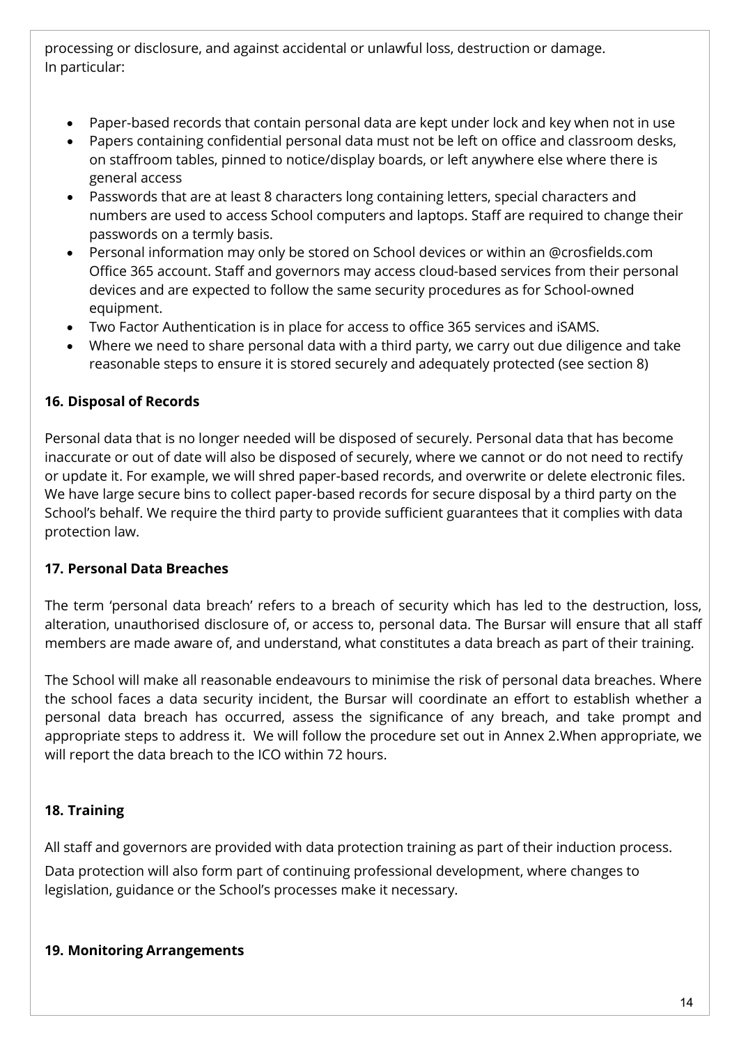processing or disclosure, and against accidental or unlawful loss, destruction or damage.
In particular:

- Paper-based records that contain personal data are kept under lock and key when not in use
- Papers containing confidential personal data must not be left on office and classroom desks, on staffroom tables, pinned to notice/display boards, or left anywhere else where there is general access
- Passwords that are at least 8 characters long containing letters, special characters and numbers are used to access School computers and laptops. Staff are required to change their passwords on a termly basis.
- Personal information may only be stored on School devices or within an @crosfields.com Office 365 account. Staff and governors may access cloud-based services from their personal devices and are expected to follow the same security procedures as for School-owned equipment.
- Two Factor Authentication is in place for access to office 365 services and iSAMS.
- Where we need to share personal data with a third party, we carry out due diligence and take reasonable steps to ensure it is stored securely and adequately protected (see section 8)

**16. Disposal of Records**

Personal data that is no longer needed will be disposed of securely. Personal data that has become inaccurate or out of date will also be disposed of securely, where we cannot or do not need to rectify or update it. For example, we will shred paper-based records, and overwrite or delete electronic files. We have large secure bins to collect paper-based records for secure disposal by a third party on the School's behalf. We require the third party to provide sufficient guarantees that it complies with data protection law.

**17. Personal Data Breaches**

The term 'personal data breach' refers to a breach of security which has led to the destruction, loss, alteration, unauthorised disclosure of, or access to, personal data. The Bursar will ensure that all staff members are made aware of, and understand, what constitutes a data breach as part of their training.

The School will make all reasonable endeavours to minimise the risk of personal data breaches. Where the school faces a data security incident, the Bursar will coordinate an effort to establish whether a personal data breach has occurred, assess the significance of any breach, and take prompt and appropriate steps to address it. We will follow the procedure set out in Annex 2.When appropriate, we will report the data breach to the ICO within 72 hours.

**18. Training**

All staff and governors are provided with data protection training as part of their induction process.

Data protection will also form part of continuing professional development, where changes to legislation, guidance or the School's processes make it necessary.

**19. Monitoring Arrangements**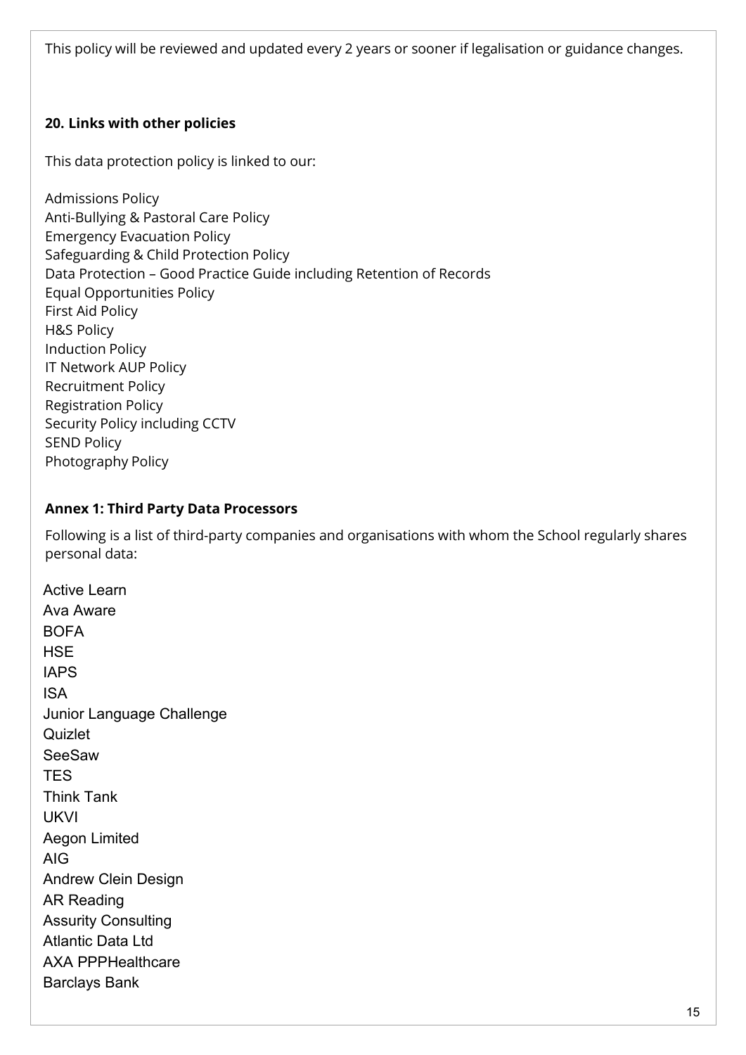This policy will be reviewed and updated every 2 years or sooner if legalisation or guidance changes.

### 20. Links with other policies

This data protection policy is linked to our:

Admissions Policy
Anti-Bullying & Pastoral Care Policy
Emergency Evacuation Policy
Safeguarding & Child Protection Policy
Data Protection – Good Practice Guide including Retention of Records
Equal Opportunities Policy
First Aid Policy
H&S Policy
Induction Policy
IT Network AUP Policy
Recruitment Policy
Registration Policy
Security Policy including CCTV
SEND Policy
Photography Policy

### Annex 1: Third Party Data Processors

Following is a list of third-party companies and organisations with whom the School regularly shares personal data:

Active Learn
Ava Aware
BOFA
HSE
IAPS
ISA
Junior Language Challenge
Quizlet
SeeSaw
TES
Think Tank
UKVI
Aegon Limited
AIG
Andrew Clein Design
AR Reading
Assurity Consulting
Atlantic Data Ltd
AXA PPPHealthcare
Barclays Bank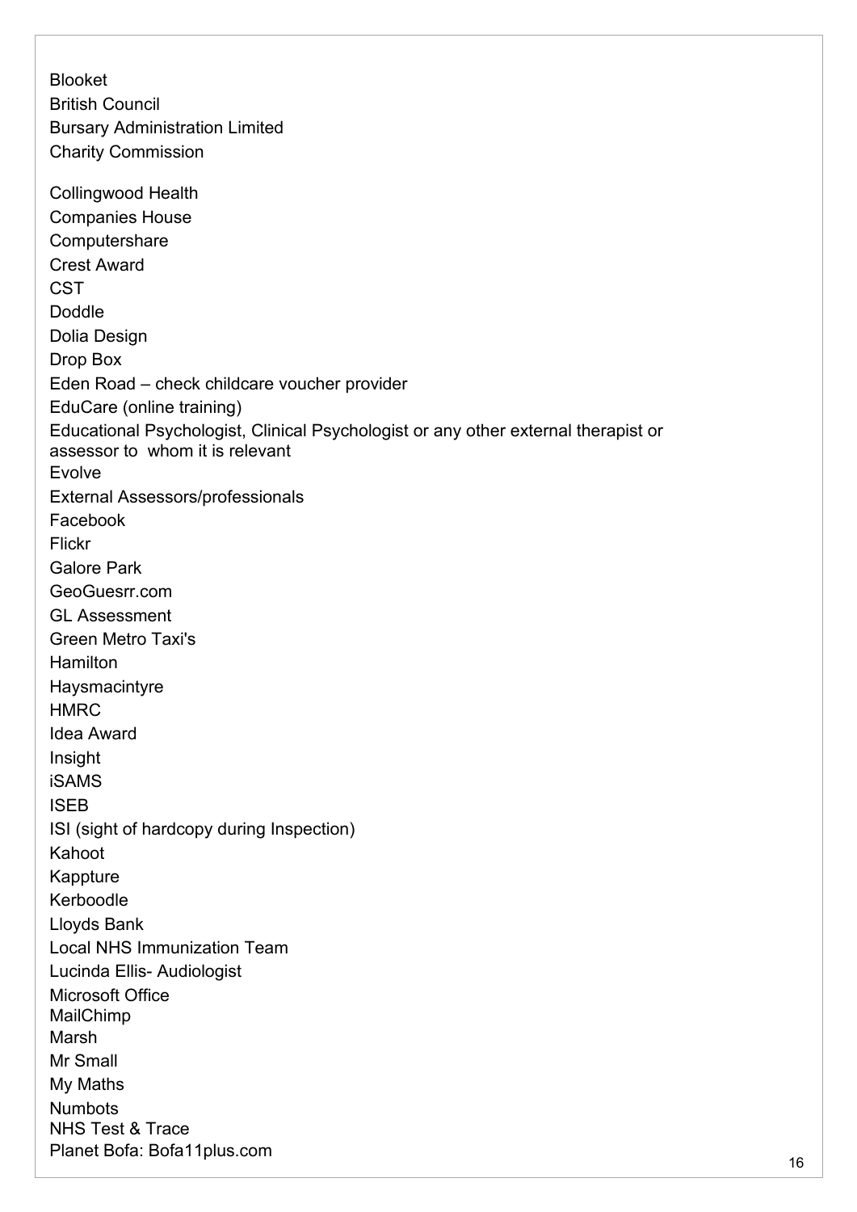Blooket

British Council

Bursary Administration Limited

Charity Commission

Collingwood Health

Companies House

Computershare

Crest Award

CST

Doddle

Dolia Design

Drop Box

Eden Road – check childcare voucher provider

EduCare (online training)

Educational Psychologist, Clinical Psychologist or any other external therapist or assessor to whom it is relevant

Evolve

External Assessors/professionals

Facebook

Flickr

Galore Park

GeoGuesrr.com

GL Assessment

Green Metro Taxi's

Hamilton

Haysmacintyre

HMRC

Idea Award

Insight

iSAMS

ISEB

ISI (sight of hardcopy during Inspection)

Kahoot

Kappture

Kerboodle

Lloyds Bank

Local NHS Immunization Team

Lucinda Ellis- Audiologist

Microsoft Office

MailChimp

Marsh

Mr Small

My Maths

Numbots

NHS Test & Trace

Planet Bofa: Bofa11plus.com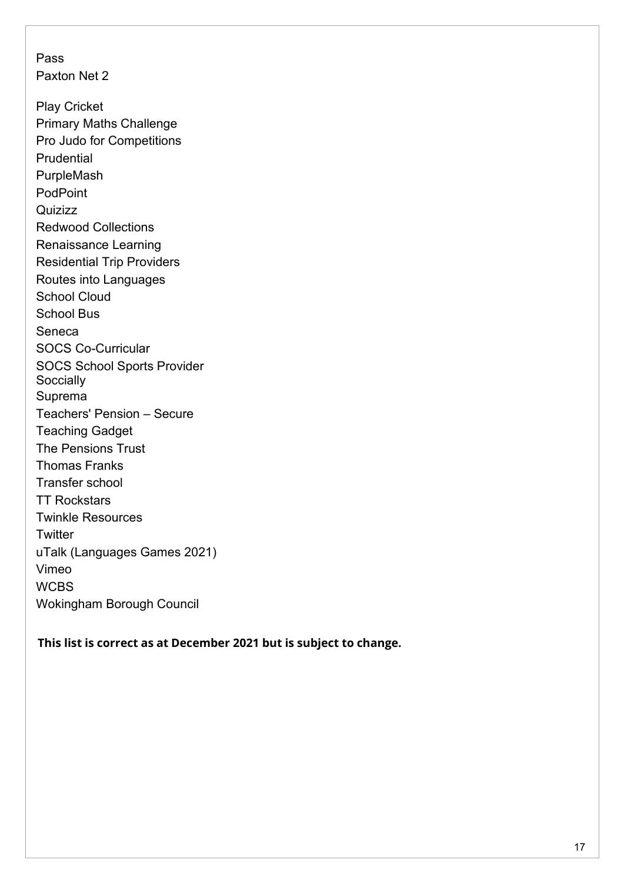Pass
Paxton Net 2

Play Cricket
Primary Maths Challenge
Pro Judo for Competitions
Prudential
PurpleMash
PodPoint
Quizizz
Redwood Collections
Renaissance Learning
Residential Trip Providers
Routes into Languages
School Cloud
School Bus
Seneca
SOCS Co-Curricular
SOCS School Sports Provider
Soccially
Suprema
Teachers' Pension – Secure
Teaching Gadget
The Pensions Trust
Thomas Franks
Transfer school
TT Rockstars
Twinkle Resources
Twitter
uTalk (Languages Games 2021)
Vimeo
WCBS
Wokingham Borough Council

**This list is correct as at December 2021 but is subject to change.**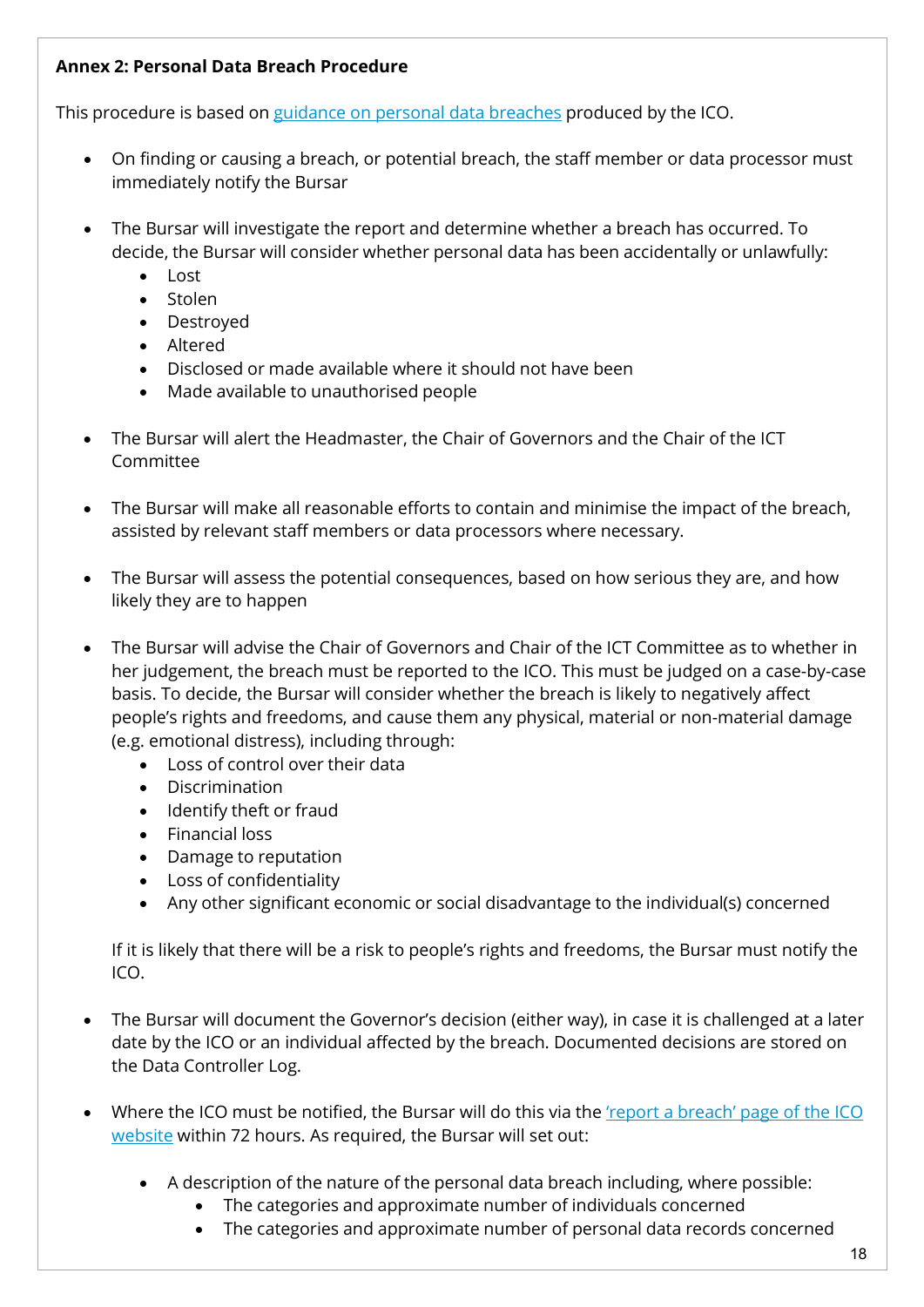**Annex 2: Personal Data Breach Procedure**

This procedure is based on [guidance on personal data breaches]() produced by the ICO.

- On finding or causing a breach, or potential breach, the staff member or data processor must immediately notify the Bursar

- The Bursar will investigate the report and determine whether a breach has occurred. To decide, the Bursar will consider whether personal data has been accidentally or unlawfully:
  - Lost
  - Stolen
  - Destroyed
  - Altered
  - Disclosed or made available where it should not have been
  - Made available to unauthorised people

- The Bursar will alert the Headmaster, the Chair of Governors and the Chair of the ICT Committee

- The Bursar will make all reasonable efforts to contain and minimise the impact of the breach, assisted by relevant staff members or data processors where necessary.

- The Bursar will assess the potential consequences, based on how serious they are, and how likely they are to happen

- The Bursar will advise the Chair of Governors and Chair of the ICT Committee as to whether in her judgement, the breach must be reported to the ICO. This must be judged on a case-by-case basis. To decide, the Bursar will consider whether the breach is likely to negatively affect people's rights and freedoms, and cause them any physical, material or non-material damage (e.g. emotional distress), including through:
  - Loss of control over their data
  - Discrimination
  - Identify theft or fraud
  - Financial loss
  - Damage to reputation
  - Loss of confidentiality
  - Any other significant economic or social disadvantage to the individual(s) concerned

  If it is likely that there will be a risk to people's rights and freedoms, the Bursar must notify the ICO.

- The Bursar will document the Governor's decision (either way), in case it is challenged at a later date by the ICO or an individual affected by the breach. Documented decisions are stored on the Data Controller Log.

- Where the ICO must be notified, the Bursar will do this via the ['report a breach' page of the ICO website]() within 72 hours. As required, the Bursar will set out:

  - A description of the nature of the personal data breach including, where possible:
    - The categories and approximate number of individuals concerned
    - The categories and approximate number of personal data records concerned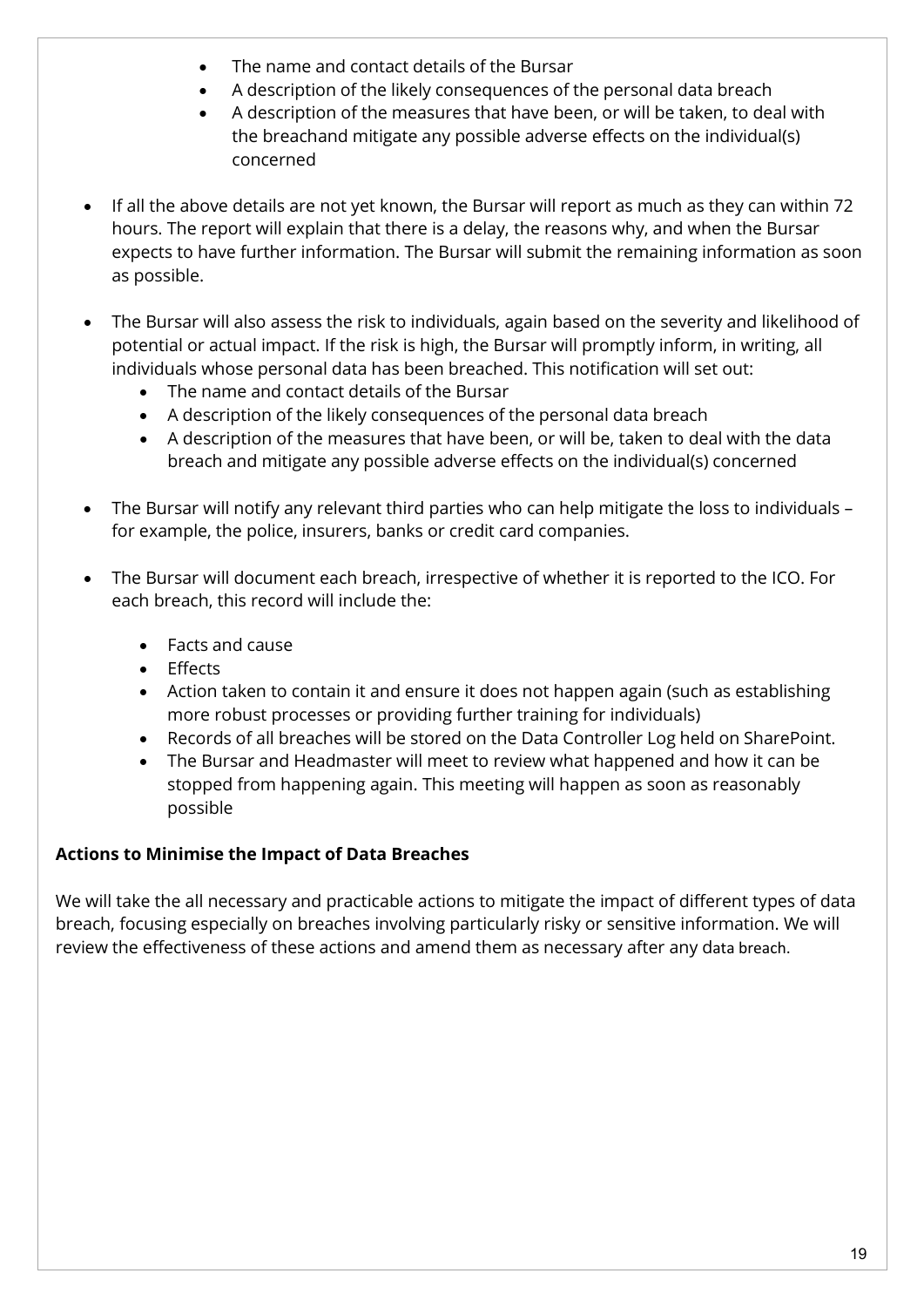- The name and contact details of the Bursar
  - A description of the likely consequences of the personal data breach
  - A description of the measures that have been, or will be taken, to deal with the breachand mitigate any possible adverse effects on the individual(s) concerned

- If all the above details are not yet known, the Bursar will report as much as they can within 72 hours. The report will explain that there is a delay, the reasons why, and when the Bursar expects to have further information. The Bursar will submit the remaining information as soon as possible.

- The Bursar will also assess the risk to individuals, again based on the severity and likelihood of potential or actual impact. If the risk is high, the Bursar will promptly inform, in writing, all individuals whose personal data has been breached. This notification will set out:
  - The name and contact details of the Bursar
  - A description of the likely consequences of the personal data breach
  - A description of the measures that have been, or will be, taken to deal with the data breach and mitigate any possible adverse effects on the individual(s) concerned

- The Bursar will notify any relevant third parties who can help mitigate the loss to individuals – for example, the police, insurers, banks or credit card companies.

- The Bursar will document each breach, irrespective of whether it is reported to the ICO. For each breach, this record will include the:
  - Facts and cause
  - Effects
  - Action taken to contain it and ensure it does not happen again (such as establishing more robust processes or providing further training for individuals)
  - Records of all breaches will be stored on the Data Controller Log held on SharePoint.
  - The Bursar and Headmaster will meet to review what happened and how it can be stopped from happening again. This meeting will happen as soon as reasonably possible

**Actions to Minimise the Impact of Data Breaches**

We will take the all necessary and practicable actions to mitigate the impact of different types of data breach, focusing especially on breaches involving particularly risky or sensitive information. We will review the effectiveness of these actions and amend them as necessary after any data breach.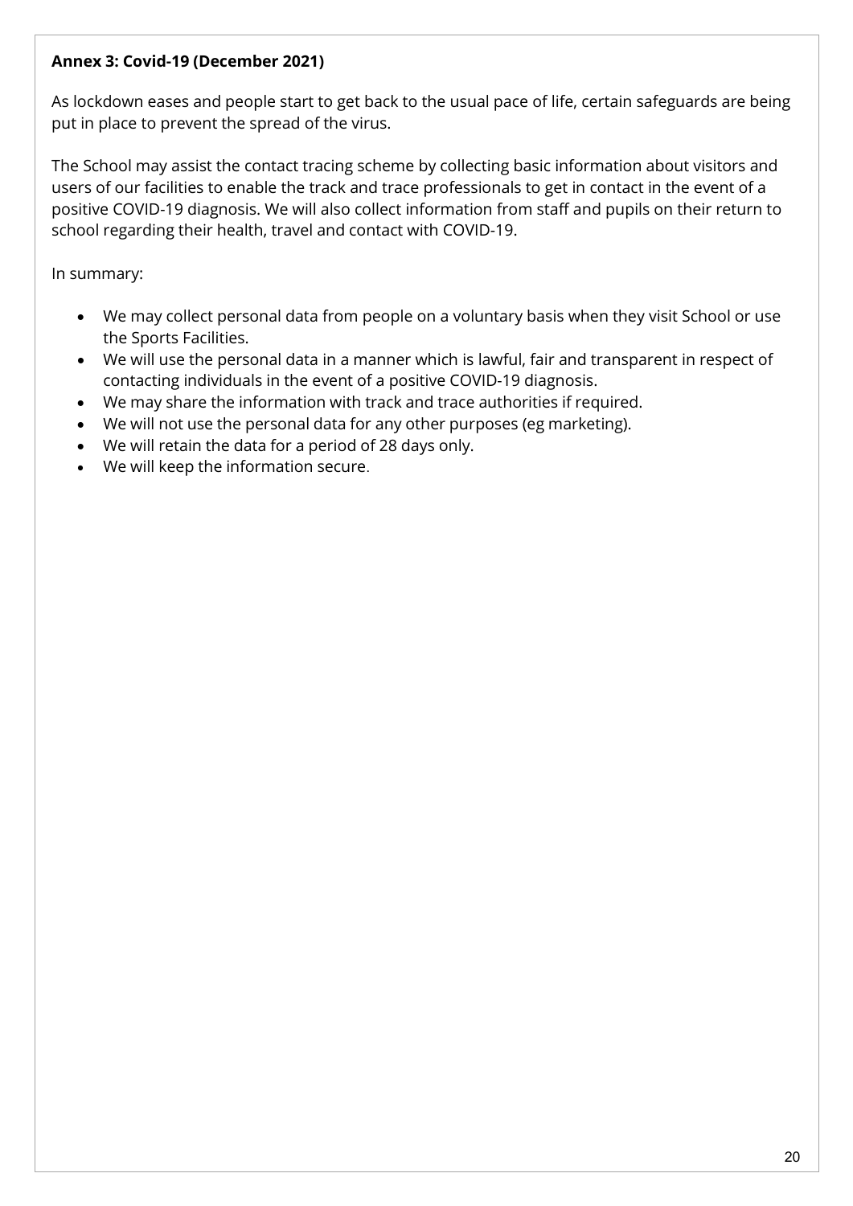**Annex 3: Covid-19 (December 2021)**

As lockdown eases and people start to get back to the usual pace of life, certain safeguards are being put in place to prevent the spread of the virus.

The School may assist the contact tracing scheme by collecting basic information about visitors and users of our facilities to enable the track and trace professionals to get in contact in the event of a positive COVID-19 diagnosis. We will also collect information from staff and pupils on their return to school regarding their health, travel and contact with COVID-19.

In summary:

- We may collect personal data from people on a voluntary basis when they visit School or use the Sports Facilities.
- We will use the personal data in a manner which is lawful, fair and transparent in respect of contacting individuals in the event of a positive COVID-19 diagnosis.
- We may share the information with track and trace authorities if required.
- We will not use the personal data for any other purposes (eg marketing).
- We will retain the data for a period of 28 days only.
- We will keep the information secure.